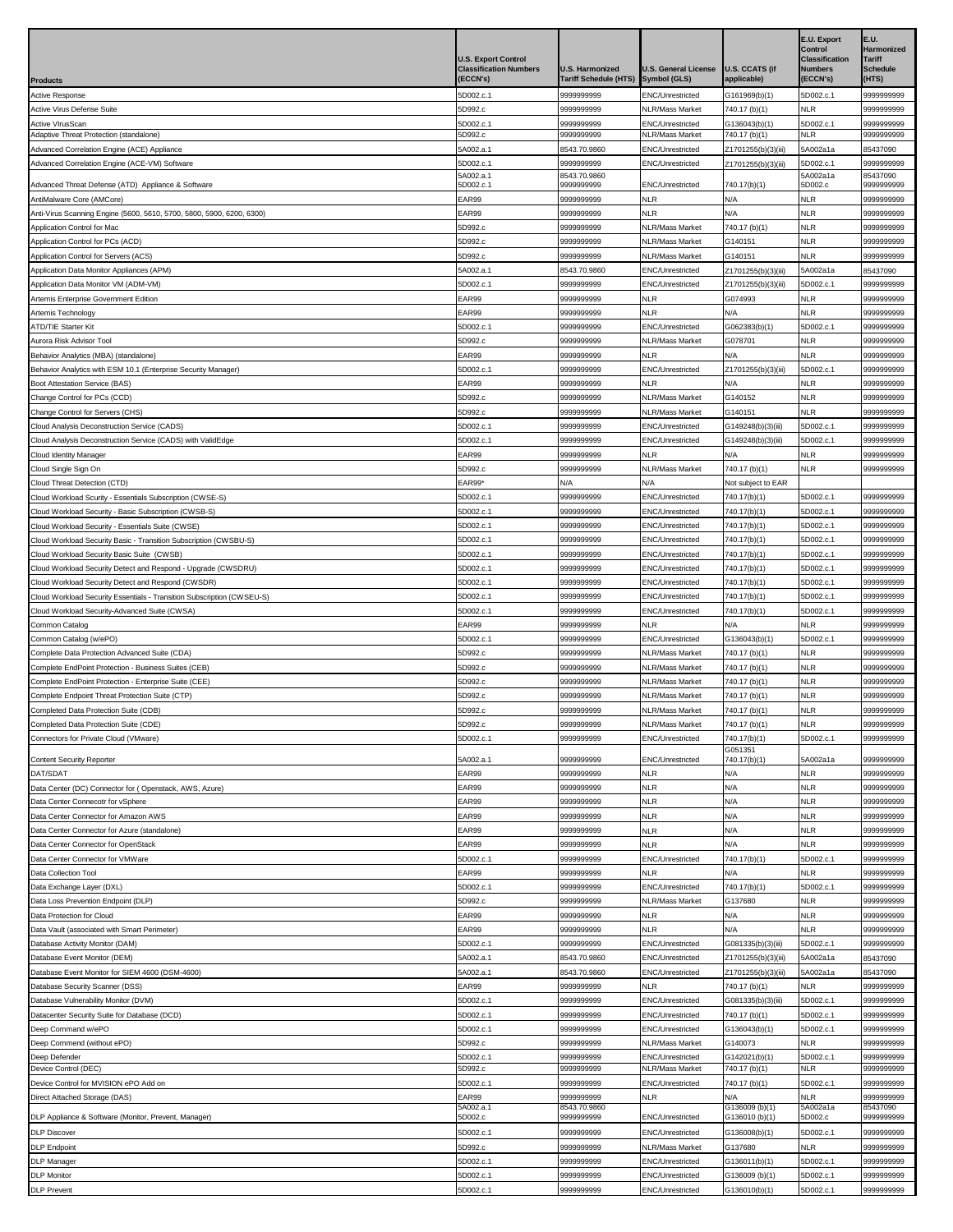| Products | U.S. Export Control Classification Numbers (ECCN's) | U.S. Harmonized Tariff Schedule (HTS) | U.S. General License Symbol (GLS) | U.S. CCATS (if applicable) | E.U. Export Control Classification Numbers (ECCN's) | E.U. Harmonized Tariff Schedule (HTS) |
|---|---|---|---|---|---|---|
| Active Response | 5D002.c.1 | 9999999999 | ENC/Unrestricted | G161969(b)(1) | 5D002.c.1 | 9999999999 |
| Active Virus Defense Suite | 5D992.c | 9999999999 | NLR/Mass Market | 740.17 (b)(1) | NLR | 9999999999 |
| Active VirusScan | 5D002.c.1 | 9999999999 | ENC/Unrestricted | G136043(b)(1) | 5D002.c.1 | 9999999999 |
| Adaptive Threat Protection (standalone) | 5D992.c | 9999999999 | NLR/Mass Market | 740.17 (b)(1) | NLR | 9999999999 |
| Advanced Correlation Engine (ACE) Appliance | 5A002.a.1 | 8543.70.9860 | ENC/Unrestricted | Z1701255(b)(3)(iii) | 5A002a1a | 85437090 |
| Advanced Correlation Engine (ACE-VM) Software | 5D002.c.1 | 9999999999 | ENC/Unrestricted | Z1701255(b)(3)(iii) | 5D002.c.1 | 9999999999 |
| Advanced Threat Defense (ATD) Appliance & Software | 5A002.a.1 5D002.c.1 | 8543.70.9860 9999999999 | ENC/Unrestricted | 740.17(b)(1) | 5A002a1a 5D002.c | 85437090 9999999999 |
| AntiMalware Core (AMCore) | EAR99 | 9999999999 | NLR | N/A | NLR | 9999999999 |
| Anti-Virus Scanning Engine (5600, 5610, 5700, 5800, 5900, 6200, 6300) | EAR99 | 9999999999 | NLR | N/A | NLR | 9999999999 |
| Application Control for Mac | 5D992.c | 9999999999 | NLR/Mass Market | 740.17 (b)(1) | NLR | 9999999999 |
| Application Control for PCs (ACD) | 5D992.c | 9999999999 | NLR/Mass Market | G140151 | NLR | 9999999999 |
| Application Control for Servers (ACS) | 5D992.c | 9999999999 | NLR/Mass Market | G140151 | NLR | 9999999999 |
| Application Data Monitor Appliances (APM) | 5A002.a.1 | 8543.70.9860 | ENC/Unrestricted | Z1701255(b)(3)(iii) | 5A002a1a | 85437090 |
| Application Data Monitor VM (ADM-VM) | 5D002.c.1 | 9999999999 | ENC/Unrestricted | Z1701255(b)(3)(iii) | 5D002.c.1 | 9999999999 |
| Artemis Enterprise Government Edition | EAR99 | 9999999999 | NLR | G074993 | NLR | 9999999999 |
| Artemis Technology | EAR99 | 9999999999 | NLR | N/A | NLR | 9999999999 |
| ATD/TIE Starter Kit | 5D002.c.1 | 9999999999 | ENC/Unrestricted | G062383(b)(1) | 5D002.c.1 | 9999999999 |
| Aurora Risk Advisor Tool | 5D992.c | 9999999999 | NLR/Mass Market | G078701 | NLR | 9999999999 |
| Behavior Analytics (MBA) (standalone) | EAR99 | 9999999999 | NLR | N/A | NLR | 9999999999 |
| Behavior Analytics with ESM 10.1 (Enterprise Security Manager) | 5D002.c.1 | 9999999999 | ENC/Unrestricted | Z1701255(b)(3)(iii) | 5D002.c.1 | 9999999999 |
| Boot Attestation Service (BAS) | EAR99 | 9999999999 | NLR | N/A | NLR | 9999999999 |
| Change Control for PCs (CCD) | 5D992.c | 9999999999 | NLR/Mass Market | G140152 | NLR | 9999999999 |
| Change Control for Servers (CHS) | 5D992.c | 9999999999 | NLR/Mass Market | G140151 | NLR | 9999999999 |
| Cloud Analysis Deconstruction Service (CADS) | 5D002.c.1 | 9999999999 | ENC/Unrestricted | G149248(b)(3)(iii) | 5D002.c.1 | 9999999999 |
| Cloud Analysis Deconstruction Service (CADS) with ValidEdge | 5D002.c.1 | 9999999999 | ENC/Unrestricted | G149248(b)(3)(iii) | 5D002.c.1 | 9999999999 |
| Cloud Identity Manager | EAR99 | 9999999999 | NLR | N/A | NLR | 9999999999 |
| Cloud Single Sign On | 5D992.c | 9999999999 | NLR/Mass Market | 740.17 (b)(1) | NLR | 9999999999 |
| Cloud Threat Detection (CTD) | EAR99* | N/A | N/A | Not subject to EAR | | |
| Cloud Workload Scurity - Essentials Subscription (CWSE-S) | 5D002.c.1 | 9999999999 | ENC/Unrestricted | 740.17(b)(1) | 5D002.c.1 | 9999999999 |
| Cloud Workload Security - Basic Subscription (CWSB-S) | 5D002.c.1 | 9999999999 | ENC/Unrestricted | 740.17(b)(1) | 5D002.c.1 | 9999999999 |
| Cloud Workload Security - Essentials Suite (CWSE) | 5D002.c.1 | 9999999999 | ENC/Unrestricted | 740.17(b)(1) | 5D002.c.1 | 9999999999 |
| Cloud Workload Security Basic - Transition Subscription (CWSBU-S) | 5D002.c.1 | 9999999999 | ENC/Unrestricted | 740.17(b)(1) | 5D002.c.1 | 9999999999 |
| Cloud Workload Security Basic Suite (CWSB) | 5D002.c.1 | 9999999999 | ENC/Unrestricted | 740.17(b)(1) | 5D002.c.1 | 9999999999 |
| Cloud Workload Security Detect and Respond - Upgrade (CWSDRU) | 5D002.c.1 | 9999999999 | ENC/Unrestricted | 740.17(b)(1) | 5D002.c.1 | 9999999999 |
| Cloud Workload Security Detect and Respond (CWSDR) | 5D002.c.1 | 9999999999 | ENC/Unrestricted | 740.17(b)(1) | 5D002.c.1 | 9999999999 |
| Cloud Workload Security Essentials - Transition Subscription (CWSEU-S) | 5D002.c.1 | 9999999999 | ENC/Unrestricted | 740.17(b)(1) | 5D002.c.1 | 9999999999 |
| Cloud Workload Security-Advanced Suite (CWSA) | 5D002.c.1 | 9999999999 | ENC/Unrestricted | 740.17(b)(1) | 5D002.c.1 | 9999999999 |
| Common Catalog | EAR99 | 9999999999 | NLR | N/A | NLR | 9999999999 |
| Common Catalog (w/ePO) | 5D002.c.1 | 9999999999 | ENC/Unrestricted | G136043(b)(1) | 5D002.c.1 | 9999999999 |
| Complete Data Protection Advanced Suite (CDA) | 5D992.c | 9999999999 | NLR/Mass Market | 740.17 (b)(1) | NLR | 9999999999 |
| Complete EndPoint Protection - Business Suites (CEB) | 5D992.c | 9999999999 | NLR/Mass Market | 740.17 (b)(1) | NLR | 9999999999 |
| Complete EndPoint Protection - Enterprise Suite (CEE) | 5D992.c | 9999999999 | NLR/Mass Market | 740.17 (b)(1) | NLR | 9999999999 |
| Complete Endpoint Threat Protection Suite (CTP) | 5D992.c | 9999999999 | NLR/Mass Market | 740.17 (b)(1) | NLR | 9999999999 |
| Completed Data Protection Suite (CDB) | 5D992.c | 9999999999 | NLR/Mass Market | 740.17 (b)(1) | NLR | 9999999999 |
| Completed Data Protection Suite (CDE) | 5D992.c | 9999999999 | NLR/Mass Market | 740.17 (b)(1) | NLR | 9999999999 |
| Connectors for Private Cloud (VMware) | 5D002.c.1 | 9999999999 | ENC/Unrestricted | 740.17(b)(1) | 5D002.c.1 | 9999999999 |
| Content Security Reporter | 5A002.a.1 | 9999999999 | ENC/Unrestricted | G051351 740.17(b)(1) | 5A002a1a | 9999999999 |
| DAT/SDAT | EAR99 | 9999999999 | NLR | N/A | NLR | 9999999999 |
| Data Center (DC) Connector for ( Openstack, AWS, Azure) | EAR99 | 9999999999 | NLR | N/A | NLR | 9999999999 |
| Data Center Connecotr for vSphere | EAR99 | 9999999999 | NLR | N/A | NLR | 9999999999 |
| Data Center Connector for Amazon AWS | EAR99 | 9999999999 | NLR | N/A | NLR | 9999999999 |
| Data Center Connector for Azure (standalone) | EAR99 | 9999999999 | NLR | N/A | NLR | 9999999999 |
| Data Center Connector for OpenStack | EAR99 | 9999999999 | NLR | N/A | NLR | 9999999999 |
| Data Center Connector for VMWare | 5D002.c.1 | 9999999999 | ENC/Unrestricted | 740.17(b)(1) | 5D002.c.1 | 9999999999 |
| Data Collection Tool | EAR99 | 9999999999 | NLR | N/A | NLR | 9999999999 |
| Data Exchange Layer (DXL) | 5D002.c.1 | 9999999999 | ENC/Unrestricted | 740.17(b)(1) | 5D002.c.1 | 9999999999 |
| Data Loss Prevention Endpoint (DLP) | 5D992.c | 9999999999 | NLR/Mass Market | G137680 | NLR | 9999999999 |
| Data Protection for Cloud | EAR99 | 9999999999 | NLR | N/A | NLR | 9999999999 |
| Data Vault (associated with Smart Perimeter) | EAR99 | 9999999999 | NLR | N/A | NLR | 9999999999 |
| Database Activity Monitor (DAM) | 5D002.c.1 | 9999999999 | ENC/Unrestricted | G081335(b)(3)(iii) | 5D002.c.1 | 9999999999 |
| Database Event Monitor (DEM) | 5A002.a.1 | 8543.70.9860 | ENC/Unrestricted | Z1701255(b)(3)(iii) | 5A002a1a | 85437090 |
| Database Event Monitor for SIEM 4600 (DSM-4600) | 5A002.a.1 | 8543.70.9860 | ENC/Unrestricted | Z1701255(b)(3)(iii) | 5A002a1a | 85437090 |
| Database Security Scanner (DSS) | EAR99 | 9999999999 | NLR | 740.17 (b)(1) | NLR | 9999999999 |
| Database Vulnerability Monitor (DVM) | 5D002.c.1 | 9999999999 | ENC/Unrestricted | G081335(b)(3)(iii) | 5D002.c.1 | 9999999999 |
| Datacenter Security Suite for Database (DCD) | 5D002.c.1 | 9999999999 | ENC/Unrestricted | 740.17 (b)(1) | 5D002.c.1 | 9999999999 |
| Deep Command w/ePO | 5D002.c.1 | 9999999999 | ENC/Unrestricted | G136043(b)(1) | 5D002.c.1 | 9999999999 |
| Deep Commend (without ePO) | 5D992.c | 9999999999 | NLR/Mass Market | G140073 | NLR | 9999999999 |
| Deep Defender | 5D002.c.1 | 9999999999 | ENC/Unrestricted | G142021(b)(1) | 5D002.c.1 | 9999999999 |
| Device Control (DEC) | 5D992.c | 9999999999 | NLR/Mass Market | 740.17 (b)(1) | NLR | 9999999999 |
| Device Control for MVISION ePO Add on | 5D002.c.1 | 9999999999 | ENC/Unrestricted | 740.17 (b)(1) | 5D002.c.1 | 9999999999 |
| Direct Attached Storage (DAS) | EAR99 | 9999999999 | NLR | N/A | NLR | 9999999999 |
| DLP Appliance & Software (Monitor, Prevent, Manager) | 5A002.a.1 5D002.c | 8543.70.9860 9999999999 | ENC/Unrestricted | G136009 (b)(1) G136010 (b)(1) | 5A002a1a 5D002.c | 85437090 9999999999 |
| DLP Discover | 5D002.c.1 | 9999999999 | ENC/Unrestricted | G136008(b)(1) | 5D002.c.1 | 9999999999 |
| DLP Endpoint | 5D992.c | 9999999999 | NLR/Mass Market | G137680 | NLR | 9999999999 |
| DLP Manager | 5D002.c.1 | 9999999999 | ENC/Unrestricted | G136011(b)(1) | 5D002.c.1 | 9999999999 |
| DLP Monitor | 5D002.c.1 | 9999999999 | ENC/Unrestricted | G136009 (b)(1) | 5D002.c.1 | 9999999999 |
| DLP Prevent | 5D002.c.1 | 9999999999 | ENC/Unrestricted | G136010(b)(1) | 5D002.c.1 | 9999999999 |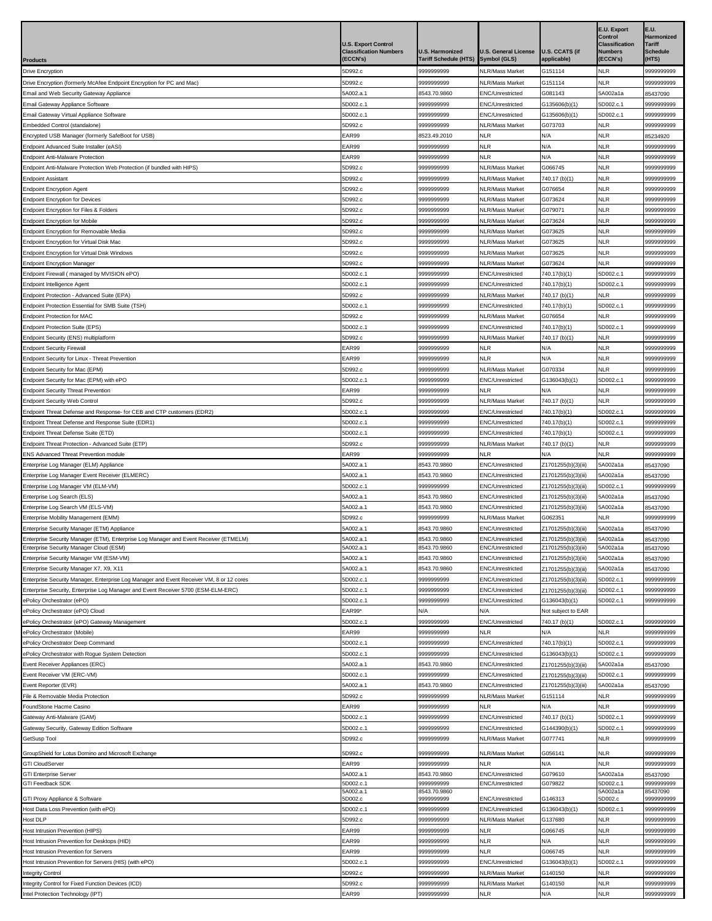| Products | U.S. Export Control Classification Numbers (ECCN's) | U.S. Harmonized Tariff Schedule (HTS) | U.S. General License Symbol (GLS) | U.S. CCATS (if applicable) | E.U. Export Control Classification Numbers (ECCN's) | E.U. Harmonized Tariff Schedule (HTS) |
|---|---|---|---|---|---|---|
| Drive Encryption | 5D992.c | 9999999999 | NLR/Mass Market | G151114 | NLR | 9999999999 |
| Drive Encryption (formerly McAfee Endpoint Encryption for PC and Mac) | 5D992.c | 9999999999 | NLR/Mass Market | G151114 | NLR | 9999999999 |
| Email and Web Security Gateway Appliance | 5A002.a.1 | 8543.70.9860 | ENC/Unrestricted | G081143 | 5A002a1a | 85437090 |
| Email Gateway Appliance Software | 5D002.c.1 | 9999999999 | ENC/Unrestricted | G135606(b)(1) | 5D002.c.1 | 9999999999 |
| Email Gateway Virtual Appliance Software | 5D002.c.1 | 9999999999 | ENC/Unrestricted | G135606(b)(1) | 5D002.c.1 | 9999999999 |
| Embedded Control (standalone) | 5D992.c | 9999999999 | NLR/Mass Market | G073703 | NLR | 9999999999 |
| Encrypted USB Manager (formerly SafeBoot for USB) | EAR99 | 8523.49.2010 | NLR | N/A | NLR | 85234920 |
| Endpoint Advanced Suite Installer (eASI) | EAR99 | 9999999999 | NLR | N/A | NLR | 9999999999 |
| Endpoint Anti-Malware Protection | EAR99 | 9999999999 | NLR | N/A | NLR | 9999999999 |
| Endpoint Anti-Malware Protection Web Protection (if bundled with HIPS) | 5D992.c | 9999999999 | NLR/Mass Market | G066745 | NLR | 9999999999 |
| Endpoint Assistant | 5D992.c | 9999999999 | NLR/Mass Market | 740.17 (b)(1) | NLR | 9999999999 |
| Endpoint Encryption Agent | 5D992.c | 9999999999 | NLR/Mass Market | G076654 | NLR | 9999999999 |
| Endpoint Encryption for Devices | 5D992.c | 9999999999 | NLR/Mass Market | G073624 | NLR | 9999999999 |
| Endpoint Encryption for Files & Folders | 5D992.c | 9999999999 | NLR/Mass Market | G079071 | NLR | 9999999999 |
| Endpoint Encryption for Mobile | 5D992.c | 9999999999 | NLR/Mass Market | G073624 | NLR | 9999999999 |
| Endpoint Encryption for Removable Media | 5D992.c | 9999999999 | NLR/Mass Market | G073625 | NLR | 9999999999 |
| Endpoint Encryption for Virtual Disk Mac | 5D992.c | 9999999999 | NLR/Mass Market | G073625 | NLR | 9999999999 |
| Endpoint Encryption for Virtual Disk Windows | 5D992.c | 9999999999 | NLR/Mass Market | G073625 | NLR | 9999999999 |
| Endpoint Encryption Manager | 5D992.c | 9999999999 | NLR/Mass Market | G073624 | NLR | 9999999999 |
| Endpoint Firewall ( managed by MVISION ePO) | 5D002.c.1 | 9999999999 | ENC/Unrestricted | 740.17(b)(1) | 5D002.c.1 | 9999999999 |
| Endpoint Intelligence Agent | 5D002.c.1 | 9999999999 | ENC/Unrestricted | 740.17(b)(1) | 5D002.c.1 | 9999999999 |
| Endpoint Protection - Advanced Suite (EPA) | 5D992.c | 9999999999 | NLR/Mass Market | 740.17 (b)(1) | NLR | 9999999999 |
| Endpoint Protection Essential for SMB Suite (TSH) | 5D002.c.1 | 9999999999 | ENC/Unrestricted | 740.17(b)(1) | 5D002.c.1 | 9999999999 |
| Endpoint Protection for MAC | 5D992.c | 9999999999 | NLR/Mass Market | G076654 | NLR | 9999999999 |
| Endpoint Protection Suite (EPS) | 5D002.c.1 | 9999999999 | ENC/Unrestricted | 740.17(b)(1) | 5D002.c.1 | 9999999999 |
| Endpoint Security (ENS) multiplatform | 5D992.c | 9999999999 | NLR/Mass Market | 740.17 (b)(1) | NLR | 9999999999 |
| Endpoint Security Firewall | EAR99 | 9999999999 | NLR | N/A | NLR | 9999999999 |
| Endpoint Security for Linux - Threat Prevention | EAR99 | 9999999999 | NLR | N/A | NLR | 9999999999 |
| Endpoint Security for Mac (EPM) | 5D992.c | 9999999999 | NLR/Mass Market | G070334 | NLR | 9999999999 |
| Endpoint Security for Mac (EPM) with ePO | 5D002.c.1 | 9999999999 | ENC/Unrestricted | G136043(b)(1) | 5D002.c.1 | 9999999999 |
| Endpoint Security Threat Prevention | EAR99 | 9999999999 | NLR | N/A | NLR | 9999999999 |
| Endpoint Security Web Control | 5D992.c | 9999999999 | NLR/Mass Market | 740.17 (b)(1) | NLR | 9999999999 |
| Endpoint Threat Defense and Response- for CEB and CTP customers (EDR2) | 5D002.c.1 | 9999999999 | ENC/Unrestricted | 740.17(b)(1) | 5D002.c.1 | 9999999999 |
| Endpoint Threat Defense and Response Suite (EDR1) | 5D002.c.1 | 9999999999 | ENC/Unrestricted | 740.17(b)(1) | 5D002.c.1 | 9999999999 |
| Endpoint Threat Defense Suite (ETD) | 5D002.c.1 | 9999999999 | ENC/Unrestricted | 740.17(b)(1) | 5D002.c.1 | 9999999999 |
| Endpoint Threat Protection - Advanced Suite (ETP) | 5D992.c | 9999999999 | NLR/Mass Market | 740.17 (b)(1) | NLR | 9999999999 |
| ENS Advanced Threat Prevention module | EAR99 | 9999999999 | NLR | N/A | NLR | 9999999999 |
| Enterprise Log Manager (ELM) Appliance | 5A002.a.1 | 8543.70.9860 | ENC/Unrestricted | Z1701255(b)(3)(iii) | 5A002a1a | 85437090 |
| Enterprise Log Manager Event Receiver (ELMERC) | 5A002.a.1 | 8543.70.9860 | ENC/Unrestricted | Z1701255(b)(3)(iii) | 5A002a1a | 85437090 |
| Enterprise Log Manager VM (ELM-VM) | 5D002.c.1 | 9999999999 | ENC/Unrestricted | Z1701255(b)(3)(iii) | 5D002.c.1 | 9999999999 |
| Enterprise Log Search (ELS) | 5A002.a.1 | 8543.70.9860 | ENC/Unrestricted | Z1701255(b)(3)(iii) | 5A002a1a | 85437090 |
| Enterprise Log Search VM (ELS-VM) | 5A002.a.1 | 8543.70.9860 | ENC/Unrestricted | Z1701255(b)(3)(iii) | 5A002a1a | 85437090 |
| Enterprise Mobility Management (EMM) | 5D992.c | 9999999999 | NLR/Mass Market | G062351 | NLR | 9999999999 |
| Enterprise Security Manager (ETM) Appliance | 5A002.a.1 | 8543.70.9860 | ENC/Unrestricted | Z1701255(b)(3)(iii) | 5A002a1a | 85437090 |
| Enterprise Security Manager (ETM), Enterprise Log Manager and Event Receiver (ETMELM) | 5A002.a.1 | 8543.70.9860 | ENC/Unrestricted | Z1701255(b)(3)(iii) | 5A002a1a | 85437090 |
| Enterprise Security Manager Cloud (ESM) | 5A002.a.1 | 8543.70.9860 | ENC/Unrestricted | Z1701255(b)(3)(iii) | 5A002a1a | 85437090 |
| Enterprise Security Manager VM (ESM-VM) | 5A002.a.1 | 8543.70.9860 | ENC/Unrestricted | Z1701255(b)(3)(iii) | 5A002a1a | 85437090 |
| Enterprise Security Manager X7, X9, X11 | 5A002.a.1 | 8543.70.9860 | ENC/Unrestricted | Z1701255(b)(3)(iii) | 5A002a1a | 85437090 |
| Enterprise Security Manager, Enterprise Log Manager and Event Receiver VM, 8 or 12 cores | 5D002.c.1 | 9999999999 | ENC/Unrestricted | Z1701255(b)(3)(iii) | 5D002.c.1 | 9999999999 |
| Enterprise Security, Enterprise Log Manager and Event Receiver 5700 (ESM-ELM-ERC) | 5D002.c.1 | 9999999999 | ENC/Unrestricted | Z1701255(b)(3)(iii) | 5D002.c.1 | 9999999999 |
| ePolicy Orchestrator (ePO) | 5D002.c.1 | 9999999999 | ENC/Unrestricted | G136043(b)(1) | 5D002.c.1 | 9999999999 |
| ePolicy Orchestrator (ePO) Cloud | EAR99* | N/A | N/A | Not subject to EAR | | |
| ePolicy Orchestrator (ePO) Gateway Management | 5D002.c.1 | 9999999999 | ENC/Unrestricted | 740.17 (b)(1) | 5D002.c.1 | 9999999999 |
| ePolicy Orchestrator (Mobile) | EAR99 | 9999999999 | NLR | N/A | NLR | 9999999999 |
| ePolicy Orchestrator Deep Command | 5D002.c.1 | 9999999999 | ENC/Unrestricted | 740.17(b)(1) | 5D002.c.1 | 9999999999 |
| ePolicy Orchestrator with Rogue System Detection | 5D002.c.1 | 9999999999 | ENC/Unrestricted | G136043(b)(1) | 5D002.c.1 | 9999999999 |
| Event Receiver Appliances (ERC) | 5A002.a.1 | 8543.70.9860 | ENC/Unrestricted | Z1701255(b)(3)(iii) | 5A002a1a | 85437090 |
| Event Receiver VM (ERC-VM) | 5D002.c.1 | 9999999999 | ENC/Unrestricted | Z1701255(b)(3)(iii) | 5D002.c.1 | 9999999999 |
| Event Reporter (EVR) | 5A002.a.1 | 8543.70.9860 | ENC/Unrestricted | Z1701255(b)(3)(iii) | 5A002a1a | 85437090 |
| File & Removable Media Protection | 5D992.c | 9999999999 | NLR/Mass Market | G151114 | NLR | 9999999999 |
| FoundStone Hacme Casino | EAR99 | 9999999999 | NLR | N/A | NLR | 9999999999 |
| Gateway Anti-Malware (GAM) | 5D002.c.1 | 9999999999 | ENC/Unrestricted | 740.17 (b)(1) | 5D002.c.1 | 9999999999 |
| Gateway Security, Gateway Edition Software | 5D002.c.1 | 9999999999 | ENC/Unrestricted | G144390(b)(1) | 5D002.c.1 | 9999999999 |
| GetSusp Tool | 5D992.c | 9999999999 | NLR/Mass Market | G077741 | NLR | 9999999999 |
| GroupShield for Lotus Domino and Microsoft Exchange | 5D992.c | 9999999999 | NLR/Mass Market | G056141 | NLR | 9999999999 |
| GTI CloudServer | EAR99 | 9999999999 | NLR | N/A | NLR | 9999999999 |
| GTI Enterprise Server | 5A002.a.1 | 8543.70.9860 | ENC/Unrestricted | G079610 | 5A002a1a | 85437090 |
| GTI Feedback SDK | 5D002.c.1 | 9999999999 | ENC/Unrestricted | G079822 | 5D002.c.1 | 9999999999 |
| GTI Proxy Appliance & Software | 5A002.a.1 5D002.c | 8543.70.9860 9999999999 | ENC/Unrestricted | G146313 | 5A002a1a 5D002.c | 85437090 9999999999 |
| Host Data Loss Prevention (with ePO) | 5D002.c.1 | 9999999999 | ENC/Unrestricted | G136043(b)(1) | 5D002.c.1 | 9999999999 |
| Host DLP | 5D992.c | 9999999999 | NLR/Mass Market | G137680 | NLR | 9999999999 |
| Host Intrusion Prevention (HIPS) | EAR99 | 9999999999 | NLR | G066745 | NLR | 9999999999 |
| Host Intrusion Prevention for Desktops (HID) | EAR99 | 9999999999 | NLR | N/A | NLR | 9999999999 |
| Host Intrusion Prevention for Servers | EAR99 | 9999999999 | NLR | G066745 | NLR | 9999999999 |
| Host Intrusion Prevention for Servers (HIS) (with ePO) | 5D002.c.1 | 9999999999 | ENC/Unrestricted | G136043(b)(1) | 5D002.c.1 | 9999999999 |
| Integrity Control | 5D992.c | 9999999999 | NLR/Mass Market | G140150 | NLR | 9999999999 |
| Integrity Control for Fixed Function Devices (ICD) | 5D992.c | 9999999999 | NLR/Mass Market | G140150 | NLR | 9999999999 |
| Intel Protection Technology (IPT) | EAR99 | 9999999999 | NLR | N/A | NLR | 9999999999 |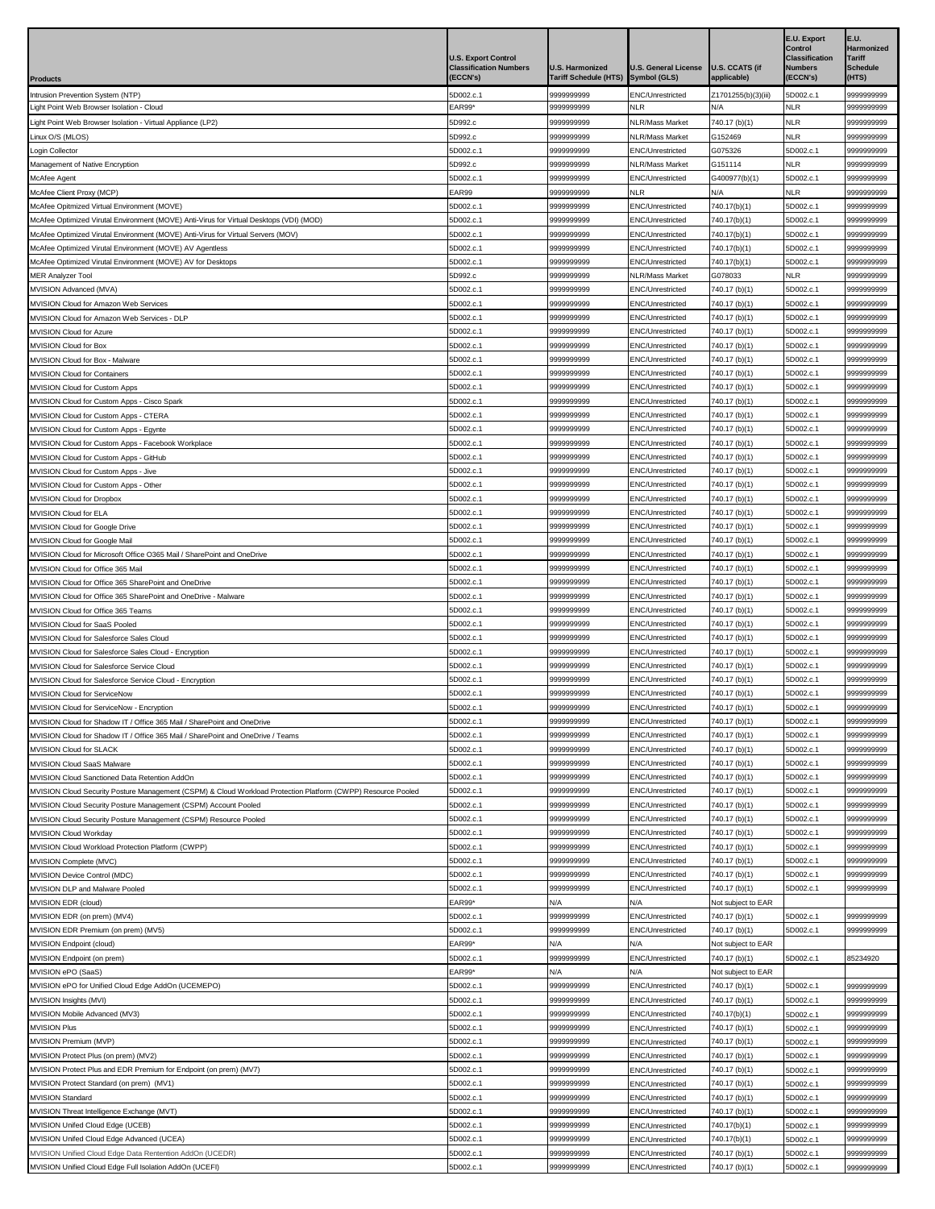| Products | U.S. Export Control Classification Numbers (ECCN's) | U.S. Harmonized Tariff Schedule (HTS) | U.S. General License Symbol (GLS) | U.S. CCATS (if applicable) | E.U. Export Control Classification Numbers (ECCN's) | E.U. Harmonized Tariff Schedule (HTS) |
|---|---|---|---|---|---|---|
| Intrusion Prevention System (NTP) | 5D002.c.1 | 9999999999 | ENC/Unrestricted | Z1701255(b)(3)(iii) | 5D002.c.1 | 9999999999 |
| Light Point Web Browser Isolation - Cloud | EAR99* | 9999999999 | NLR | N/A | NLR | 9999999999 |
| Light Point Web Browser Isolation - Virtual Appliance (LP2) | 5D992.c | 9999999999 | NLR/Mass Market | 740.17 (b)(1) | NLR | 9999999999 |
| Linux O/S (MLOS) | 5D992.c | 9999999999 | NLR/Mass Market | G152469 | NLR | 9999999999 |
| Login Collector | 5D002.c.1 | 9999999999 | ENC/Unrestricted | G075326 | 5D002.c.1 | 9999999999 |
| Management of Native Encryption | 5D992.c | 9999999999 | NLR/Mass Market | G151114 | NLR | 9999999999 |
| McAfee Agent | 5D002.c.1 | 9999999999 | ENC/Unrestricted | G400977(b)(1) | 5D002.c.1 | 9999999999 |
| McAfee Client Proxy (MCP) | EAR99 | 9999999999 | NLR | N/A | NLR | 9999999999 |
| McAfee Opitmized Virtual Environment (MOVE) | 5D002.c.1 | 9999999999 | ENC/Unrestricted | 740.17(b)(1) | 5D002.c.1 | 9999999999 |
| McAfee Optimized Virutal Environment (MOVE) Anti-Virus for Virtual Desktops (VDI) (MOD) | 5D002.c.1 | 9999999999 | ENC/Unrestricted | 740.17(b)(1) | 5D002.c.1 | 9999999999 |
| McAfee Optimized Virutal Environment (MOVE) Anti-Virus for Virtual Servers (MOV) | 5D002.c.1 | 9999999999 | ENC/Unrestricted | 740.17(b)(1) | 5D002.c.1 | 9999999999 |
| McAfee Optimized Virutal Environment (MOVE) AV Agentless | 5D002.c.1 | 9999999999 | ENC/Unrestricted | 740.17(b)(1) | 5D002.c.1 | 9999999999 |
| McAfee Optimized Virutal Environment (MOVE) AV for Desktops | 5D002.c.1 | 9999999999 | ENC/Unrestricted | 740.17(b)(1) | 5D002.c.1 | 9999999999 |
| MER Analyzer Tool | 5D992.c | 9999999999 | NLR/Mass Market | G078033 | NLR | 9999999999 |
| MVISION Advanced (MVA) | 5D002.c.1 | 9999999999 | ENC/Unrestricted | 740.17 (b)(1) | 5D002.c.1 | 9999999999 |
| MVISION Cloud for Amazon Web Services | 5D002.c.1 | 9999999999 | ENC/Unrestricted | 740.17 (b)(1) | 5D002.c.1 | 9999999999 |
| MVISION Cloud for Amazon Web Services - DLP | 5D002.c.1 | 9999999999 | ENC/Unrestricted | 740.17 (b)(1) | 5D002.c.1 | 9999999999 |
| MVISION Cloud for Azure | 5D002.c.1 | 9999999999 | ENC/Unrestricted | 740.17 (b)(1) | 5D002.c.1 | 9999999999 |
| MVISION Cloud for Box | 5D002.c.1 | 9999999999 | ENC/Unrestricted | 740.17 (b)(1) | 5D002.c.1 | 9999999999 |
| MVISION Cloud for Box - Malware | 5D002.c.1 | 9999999999 | ENC/Unrestricted | 740.17 (b)(1) | 5D002.c.1 | 9999999999 |
| MVISION Cloud for Containers | 5D002.c.1 | 9999999999 | ENC/Unrestricted | 740.17 (b)(1) | 5D002.c.1 | 9999999999 |
| MVISION Cloud for Custom Apps | 5D002.c.1 | 9999999999 | ENC/Unrestricted | 740.17 (b)(1) | 5D002.c.1 | 9999999999 |
| MVISION Cloud for Custom Apps - Cisco Spark | 5D002.c.1 | 9999999999 | ENC/Unrestricted | 740.17 (b)(1) | 5D002.c.1 | 9999999999 |
| MVISION Cloud for Custom Apps - CTERA | 5D002.c.1 | 9999999999 | ENC/Unrestricted | 740.17 (b)(1) | 5D002.c.1 | 9999999999 |
| MVISION Cloud for Custom Apps - Egynte | 5D002.c.1 | 9999999999 | ENC/Unrestricted | 740.17 (b)(1) | 5D002.c.1 | 9999999999 |
| MVISION Cloud for Custom Apps - Facebook Workplace | 5D002.c.1 | 9999999999 | ENC/Unrestricted | 740.17 (b)(1) | 5D002.c.1 | 9999999999 |
| MVISION Cloud for Custom Apps - GitHub | 5D002.c.1 | 9999999999 | ENC/Unrestricted | 740.17 (b)(1) | 5D002.c.1 | 9999999999 |
| MVISION Cloud for Custom Apps - Jive | 5D002.c.1 | 9999999999 | ENC/Unrestricted | 740.17 (b)(1) | 5D002.c.1 | 9999999999 |
| MVISION Cloud for Custom Apps - Other | 5D002.c.1 | 9999999999 | ENC/Unrestricted | 740.17 (b)(1) | 5D002.c.1 | 9999999999 |
| MVISION Cloud for Dropbox | 5D002.c.1 | 9999999999 | ENC/Unrestricted | 740.17 (b)(1) | 5D002.c.1 | 9999999999 |
| MVISION Cloud for ELA | 5D002.c.1 | 9999999999 | ENC/Unrestricted | 740.17 (b)(1) | 5D002.c.1 | 9999999999 |
| MVISION Cloud for Google Drive | 5D002.c.1 | 9999999999 | ENC/Unrestricted | 740.17 (b)(1) | 5D002.c.1 | 9999999999 |
| MVISION Cloud for Google Mail | 5D002.c.1 | 9999999999 | ENC/Unrestricted | 740.17 (b)(1) | 5D002.c.1 | 9999999999 |
| MVISION Cloud for Microsoft Office O365 Mail / SharePoint and OneDrive | 5D002.c.1 | 9999999999 | ENC/Unrestricted | 740.17 (b)(1) | 5D002.c.1 | 9999999999 |
| MVISION Cloud for Office 365 Mail | 5D002.c.1 | 9999999999 | ENC/Unrestricted | 740.17 (b)(1) | 5D002.c.1 | 9999999999 |
| MVISION Cloud for Office 365 SharePoint and OneDrive | 5D002.c.1 | 9999999999 | ENC/Unrestricted | 740.17 (b)(1) | 5D002.c.1 | 9999999999 |
| MVISION Cloud for Office 365 SharePoint and OneDrive - Malware | 5D002.c.1 | 9999999999 | ENC/Unrestricted | 740.17 (b)(1) | 5D002.c.1 | 9999999999 |
| MVISION Cloud for Office 365 Teams | 5D002.c.1 | 9999999999 | ENC/Unrestricted | 740.17 (b)(1) | 5D002.c.1 | 9999999999 |
| MVISION Cloud for SaaS Pooled | 5D002.c.1 | 9999999999 | ENC/Unrestricted | 740.17 (b)(1) | 5D002.c.1 | 9999999999 |
| MVISION Cloud for Salesforce Sales Cloud | 5D002.c.1 | 9999999999 | ENC/Unrestricted | 740.17 (b)(1) | 5D002.c.1 | 9999999999 |
| MVISION Cloud for Salesforce Sales Cloud - Encryption | 5D002.c.1 | 9999999999 | ENC/Unrestricted | 740.17 (b)(1) | 5D002.c.1 | 9999999999 |
| MVISION Cloud for Salesforce Service Cloud | 5D002.c.1 | 9999999999 | ENC/Unrestricted | 740.17 (b)(1) | 5D002.c.1 | 9999999999 |
| MVISION Cloud for Salesforce Service Cloud - Encryption | 5D002.c.1 | 9999999999 | ENC/Unrestricted | 740.17 (b)(1) | 5D002.c.1 | 9999999999 |
| MVISION Cloud for ServiceNow | 5D002.c.1 | 9999999999 | ENC/Unrestricted | 740.17 (b)(1) | 5D002.c.1 | 9999999999 |
| MVISION Cloud for ServiceNow - Encryption | 5D002.c.1 | 9999999999 | ENC/Unrestricted | 740.17 (b)(1) | 5D002.c.1 | 9999999999 |
| MVISION Cloud for Shadow IT / Office 365 Mail / SharePoint and OneDrive | 5D002.c.1 | 9999999999 | ENC/Unrestricted | 740.17 (b)(1) | 5D002.c.1 | 9999999999 |
| MVISION Cloud for Shadow IT / Office 365 Mail / SharePoint and OneDrive / Teams | 5D002.c.1 | 9999999999 | ENC/Unrestricted | 740.17 (b)(1) | 5D002.c.1 | 9999999999 |
| MVISION Cloud for SLACK | 5D002.c.1 | 9999999999 | ENC/Unrestricted | 740.17 (b)(1) | 5D002.c.1 | 9999999999 |
| MVISION Cloud SaaS Malware | 5D002.c.1 | 9999999999 | ENC/Unrestricted | 740.17 (b)(1) | 5D002.c.1 | 9999999999 |
| MVISION Cloud Sanctioned Data Retention AddOn | 5D002.c.1 | 9999999999 | ENC/Unrestricted | 740.17 (b)(1) | 5D002.c.1 | 9999999999 |
| MVISION Cloud Security Posture Management (CSPM) & Cloud Workload Protection Platform (CWPP) Resource Pooled | 5D002.c.1 | 9999999999 | ENC/Unrestricted | 740.17 (b)(1) | 5D002.c.1 | 9999999999 |
| MVISION Cloud Security Posture Management (CSPM) Account Pooled | 5D002.c.1 | 9999999999 | ENC/Unrestricted | 740.17 (b)(1) | 5D002.c.1 | 9999999999 |
| MVISION Cloud Security Posture Management (CSPM) Resource Pooled | 5D002.c.1 | 9999999999 | ENC/Unrestricted | 740.17 (b)(1) | 5D002.c.1 | 9999999999 |
| MVISION Cloud Workday | 5D002.c.1 | 9999999999 | ENC/Unrestricted | 740.17 (b)(1) | 5D002.c.1 | 9999999999 |
| MVISION Cloud Workload Protection Platform (CWPP) | 5D002.c.1 | 9999999999 | ENC/Unrestricted | 740.17 (b)(1) | 5D002.c.1 | 9999999999 |
| MVISION Complete (MVC) | 5D002.c.1 | 9999999999 | ENC/Unrestricted | 740.17 (b)(1) | 5D002.c.1 | 9999999999 |
| MVISION Device Control (MDC) | 5D002.c.1 | 9999999999 | ENC/Unrestricted | 740.17 (b)(1) | 5D002.c.1 | 9999999999 |
| MVISION DLP and Malware Pooled | 5D002.c.1 | 9999999999 | ENC/Unrestricted | 740.17 (b)(1) | 5D002.c.1 | 9999999999 |
| MVISION EDR (cloud) | EAR99* | N/A | N/A | Not subject to EAR | | |
| MVISION EDR (on prem) (MV4) | 5D002.c.1 | 9999999999 | ENC/Unrestricted | 740.17 (b)(1) | 5D002.c.1 | 9999999999 |
| MVISION EDR Premium (on prem) (MV5) | 5D002.c.1 | 9999999999 | ENC/Unrestricted | 740.17 (b)(1) | 5D002.c.1 | 9999999999 |
| MVISION Endpoint (cloud) | EAR99* | N/A | N/A | Not subject to EAR | | |
| MVISION Endpoint (on prem) | 5D002.c.1 | 9999999999 | ENC/Unrestricted | 740.17 (b)(1) | 5D002.c.1 | 85234920 |
| MVISION ePO (SaaS) | EAR99* | N/A | N/A | Not subject to EAR | | |
| MVISION ePO for Unified Cloud Edge AddOn (UCEMEPO) | 5D002.c.1 | 9999999999 | ENC/Unrestricted | 740.17 (b)(1) | 5D002.c.1 | 9999999999 |
| MVISION Insights (MVI) | 5D002.c.1 | 9999999999 | ENC/Unrestricted | 740.17 (b)(1) | 5D002.c.1 | 9999999999 |
| MVISION Mobile Advanced (MV3) | 5D002.c.1 | 9999999999 | ENC/Unrestricted | 740.17(b)(1) | 5D002.c.1 | 9999999999 |
| MVISION Plus | 5D002.c.1 | 9999999999 | ENC/Unrestricted | 740.17 (b)(1) | 5D002.c.1 | 9999999999 |
| MVISION Premium (MVP) | 5D002.c.1 | 9999999999 | ENC/Unrestricted | 740.17 (b)(1) | 5D002.c.1 | 9999999999 |
| MVISION Protect Plus (on prem) (MV2) | 5D002.c.1 | 9999999999 | ENC/Unrestricted | 740.17 (b)(1) | 5D002.c.1 | 9999999999 |
| MVISION Protect Plus and EDR Premium for Endpoint (on prem) (MV7) | 5D002.c.1 | 9999999999 | ENC/Unrestricted | 740.17 (b)(1) | 5D002.c.1 | 9999999999 |
| MVISION Protect Standard (on prem) (MV1) | 5D002.c.1 | 9999999999 | ENC/Unrestricted | 740.17 (b)(1) | 5D002.c.1 | 9999999999 |
| MVISION Standard | 5D002.c.1 | 9999999999 | ENC/Unrestricted | 740.17 (b)(1) | 5D002.c.1 | 9999999999 |
| MVISION Threat Intelligence Exchange (MVT) | 5D002.c.1 | 9999999999 | ENC/Unrestricted | 740.17 (b)(1) | 5D002.c.1 | 9999999999 |
| MVISION Unifed Cloud Edge (UCEB) | 5D002.c.1 | 9999999999 | ENC/Unrestricted | 740.17(b)(1) | 5D002.c.1 | 9999999999 |
| MVISION Unifed Cloud Edge Advanced (UCEA) | 5D002.c.1 | 9999999999 | ENC/Unrestricted | 740.17(b)(1) | 5D002.c.1 | 9999999999 |
| MVISION Unified Cloud Edge Data Rentention AddOn (UCEDR) | 5D002.c.1 | 9999999999 | ENC/Unrestricted | 740.17 (b)(1) | 5D002.c.1 | 9999999999 |
| MVISION Unified Cloud Edge Full Isolation AddOn (UCEFI) | 5D002.c.1 | 9999999999 | ENC/Unrestricted | 740.17 (b)(1) | 5D002.c.1 | 9999999999 |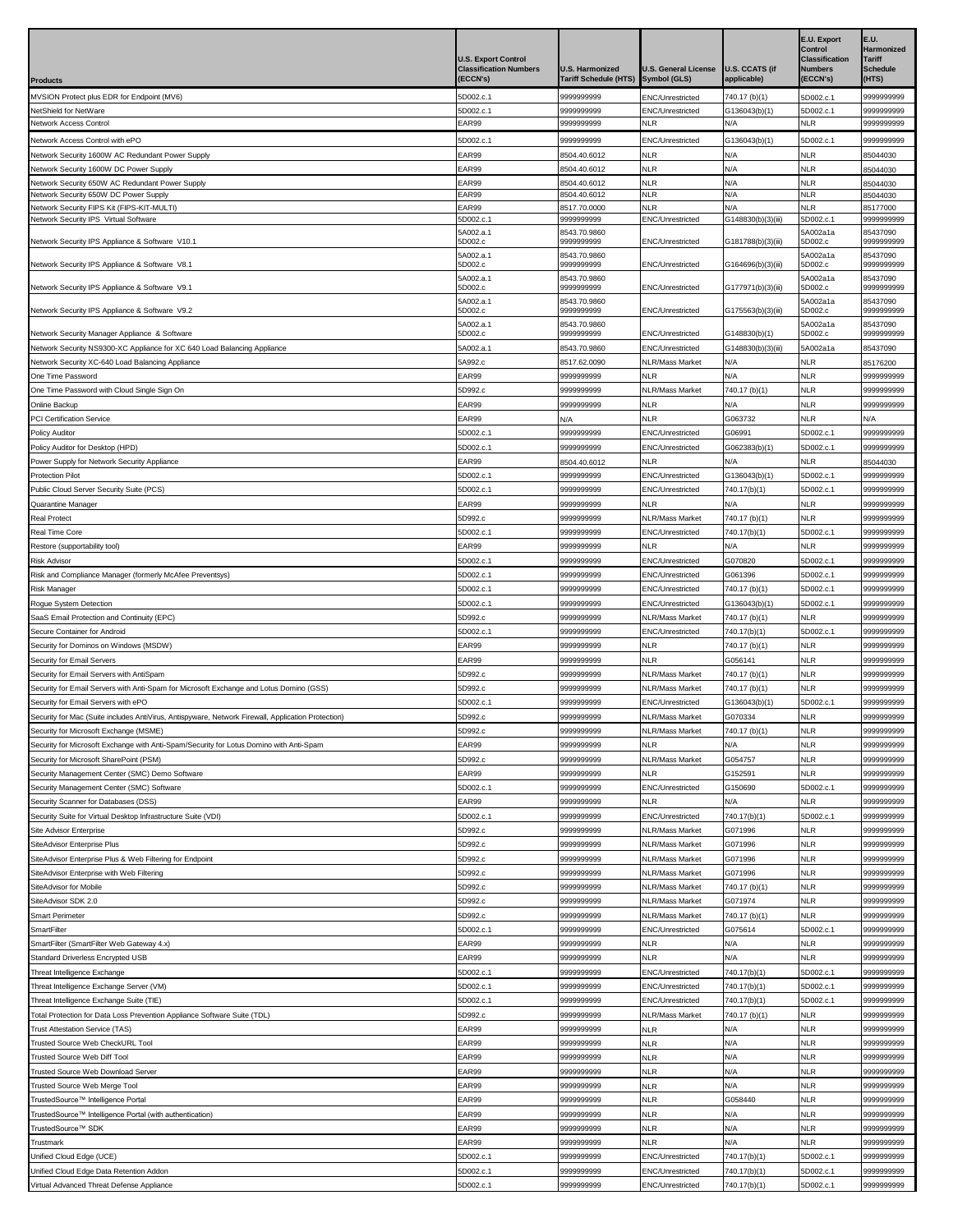| Products | U.S. Export Control Classification Numbers (ECCN's) | U.S. Harmonized Tariff Schedule (HTS) | U.S. General License Symbol (GLS) | U.S. CCATS (if applicable) | E.U. Export Control Classification Numbers (ECCN's) | E.U. Harmonized Tariff Schedule (HTS) |
|---|---|---|---|---|---|---|
| MVSION Protect plus EDR for Endpoint (MV6) | 5D002.c.1 | 9999999999 | ENC/Unrestricted | 740.17 (b)(1) | 5D002.c.1 | 9999999999 |
| NetShield for NetWare | 5D002.c.1 | 9999999999 | ENC/Unrestricted | G136043(b)(1) | 5D002.c.1 | 9999999999 |
| Network Access Control | EAR99 | 9999999999 | NLR | N/A | NLR | 9999999999 |
| Network Access Control with ePO | 5D002.c.1 | 9999999999 | ENC/Unrestricted | G136043(b)(1) | 5D002.c.1 | 9999999999 |
| Network Security 1600W AC Redundant Power Supply | EAR99 | 8504.40.6012 | NLR | N/A | NLR | 85044030 |
| Network Security 1600W DC Power Supply | EAR99 | 8504.40.6012 | NLR | N/A | NLR | 85044030 |
| Network Security 650W AC Redundant Power Supply | EAR99 | 8504.40.6012 | NLR | N/A | NLR | 85044030 |
| Network Security 650W DC Power Supply | EAR99 | 8504.40.6012 | NLR | N/A | NLR | 85044030 |
| Network Security FIPS Kit (FIPS-KIT-MULTI) | EAR99 | 8517.70.0000 | NLR | N/A | NLR | 85177000 |
| Network Security IPS Virtual Software | 5D002.c.1 | 9999999999 | ENC/Unrestricted | G148830(b)(3)(iii) | 5D002.c.1 | 9999999999 |
| Network Security IPS Appliance & Software V10.1 | 5A002.a.1 5D002.c | 8543.70.9860 9999999999 | ENC/Unrestricted | G181788(b)(3)(iii) | 5A002a1a 5D002.c | 85437090 9999999999 |
| Network Security IPS Appliance & Software V8.1 | 5A002.a.1 5D002.c | 8543.70.9860 9999999999 | ENC/Unrestricted | G164696(b)(3)(iii) | 5A002a1a 5D002.c | 85437090 9999999999 |
| Network Security IPS Appliance & Software V9.1 | 5A002.a.1 5D002.c | 8543.70.9860 9999999999 | ENC/Unrestricted | G177971(b)(3)(iii) | 5A002a1a 5D002.c | 85437090 9999999999 |
| Network Security IPS Appliance & Software V9.2 | 5A002.a.1 5D002.c | 8543.70.9860 9999999999 | ENC/Unrestricted | G175563(b)(3)(iii) | 5A002a1a 5D002.c | 85437090 9999999999 |
| Network Security Manager Appliance & Software | 5A002.a.1 5D002.c | 8543.70.9860 9999999999 | ENC/Unrestricted | G148830(b)(1) | 5A002a1a 5D002.c | 85437090 9999999999 |
| Network Security NS9300-XC Appliance for XC 640 Load Balancing Appliance | 5A002.a.1 | 8543.70.9860 | ENC/Unrestricted | G148830(b)(3)(iii) | 5A002a1a | 85437090 |
| Network Security XC-640 Load Balancing Appliance | 5A992.c | 8517.62.0090 | NLR/Mass Market | N/A | NLR | 85176200 |
| One Time Password | EAR99 | 9999999999 | NLR | N/A | NLR | 9999999999 |
| One Time Password with Cloud Single Sign On | 5D992.c | 9999999999 | NLR/Mass Market | 740.17 (b)(1) | NLR | 9999999999 |
| Online Backup | EAR99 | 9999999999 | NLR | N/A | NLR | 9999999999 |
| PCI Certification Service | EAR99 | N/A | NLR | G063732 | NLR | N/A |
| Policy Auditor | 5D002.c.1 | 9999999999 | ENC/Unrestricted | G06991 | 5D002.c.1 | 9999999999 |
| Policy Auditor for Desktop (HPD) | 5D002.c.1 | 9999999999 | ENC/Unrestricted | G062383(b)(1) | 5D002.c.1 | 9999999999 |
| Power Supply for Network Security Appliance | EAR99 | 8504.40.6012 | NLR | N/A | NLR | 85044030 |
| Protection Pilot | 5D002.c.1 | 9999999999 | ENC/Unrestricted | G136043(b)(1) | 5D002.c.1 | 9999999999 |
| Public Cloud Server Security Suite (PCS) | 5D002.c.1 | 9999999999 | ENC/Unrestricted | 740.17(b)(1) | 5D002.c.1 | 9999999999 |
| Quarantine Manager | EAR99 | 9999999999 | NLR | N/A | NLR | 9999999999 |
| Real Protect | 5D992.c | 9999999999 | NLR/Mass Market | 740.17 (b)(1) | NLR | 9999999999 |
| Real Time Core | 5D002.c.1 | 9999999999 | ENC/Unrestricted | 740.17(b)(1) | 5D002.c.1 | 9999999999 |
| Restore (supportability tool) | EAR99 | 9999999999 | NLR | N/A | NLR | 9999999999 |
| Risk Advisor | 5D002.c.1 | 9999999999 | ENC/Unrestricted | G070820 | 5D002.c.1 | 9999999999 |
| Risk and Compliance Manager (formerly McAfee Preventsys) | 5D002.c.1 | 9999999999 | ENC/Unrestricted | G061396 | 5D002.c.1 | 9999999999 |
| Risk Manager | 5D002.c.1 | 9999999999 | ENC/Unrestricted | 740.17 (b)(1) | 5D002.c.1 | 9999999999 |
| Rogue System Detection | 5D002.c.1 | 9999999999 | ENC/Unrestricted | G136043(b)(1) | 5D002.c.1 | 9999999999 |
| SaaS Email Protection and Continuity (EPC) | 5D992.c | 9999999999 | NLR/Mass Market | 740.17 (b)(1) | NLR | 9999999999 |
| Secure Container for Android | 5D002.c.1 | 9999999999 | ENC/Unrestricted | 740.17(b)(1) | 5D002.c.1 | 9999999999 |
| Security for Dominos on Windows (MSDW) | EAR99 | 9999999999 | NLR | 740.17 (b)(1) | NLR | 9999999999 |
| Security for Email Servers | EAR99 | 9999999999 | NLR | G056141 | NLR | 9999999999 |
| Security for Email Servers with AntiSpam | 5D992.c | 9999999999 | NLR/Mass Market | 740.17 (b)(1) | NLR | 9999999999 |
| Security for Email Servers with Anti-Spam for Microsoft Exchange and Lotus Domino (GSS) | 5D992.c | 9999999999 | NLR/Mass Market | 740.17 (b)(1) | NLR | 9999999999 |
| Security for Email Servers with ePO | 5D002.c.1 | 9999999999 | ENC/Unrestricted | G136043(b)(1) | 5D002.c.1 | 9999999999 |
| Security for Mac (Suite includes AntiVirus, Antispyware, Network Firewall, Application Protection) | 5D992.c | 9999999999 | NLR/Mass Market | G070334 | NLR | 9999999999 |
| Security for Microsoft Exchange (MSME) | 5D992.c | 9999999999 | NLR/Mass Market | 740.17 (b)(1) | NLR | 9999999999 |
| Security for Microsoft Exchange with Anti-Spam/Security for Lotus Domino with Anti-Spam | EAR99 | 9999999999 | NLR | N/A | NLR | 9999999999 |
| Security for Microsoft SharePoint (PSM) | 5D992.c | 9999999999 | NLR/Mass Market | G054757 | NLR | 9999999999 |
| Security Management Center (SMC) Demo Software | EAR99 | 9999999999 | NLR | G152591 | NLR | 9999999999 |
| Security Management Center (SMC) Software | 5D002.c.1 | 9999999999 | ENC/Unrestricted | G150690 | 5D002.c.1 | 9999999999 |
| Security Scanner for Databases (DSS) | EAR99 | 9999999999 | NLR | N/A | NLR | 9999999999 |
| Security Suite for Virtual Desktop Infrastructure Suite (VDI) | 5D002.c.1 | 9999999999 | ENC/Unrestricted | 740.17(b)(1) | 5D002.c.1 | 9999999999 |
| Site Advisor Enterprise | 5D992.c | 9999999999 | NLR/Mass Market | G071996 | NLR | 9999999999 |
| SiteAdvisor Enterprise Plus | 5D992.c | 9999999999 | NLR/Mass Market | G071996 | NLR | 9999999999 |
| SiteAdvisor Enterprise Plus & Web Filtering for Endpoint | 5D992.c | 9999999999 | NLR/Mass Market | G071996 | NLR | 9999999999 |
| SiteAdvisor Enterprise with Web Filtering | 5D992.c | 9999999999 | NLR/Mass Market | G071996 | NLR | 9999999999 |
| SiteAdvisor for Mobile | 5D992.c | 9999999999 | NLR/Mass Market | 740.17 (b)(1) | NLR | 9999999999 |
| SiteAdvisor SDK 2.0 | 5D992.c | 9999999999 | NLR/Mass Market | G071974 | NLR | 9999999999 |
| Smart Perimeter | 5D992.c | 9999999999 | NLR/Mass Market | 740.17 (b)(1) | NLR | 9999999999 |
| SmartFilter | 5D002.c.1 | 9999999999 | ENC/Unrestricted | G075614 | 5D002.c.1 | 9999999999 |
| SmartFilter (SmartFilter Web Gateway 4.x) | EAR99 | 9999999999 | NLR | N/A | NLR | 9999999999 |
| Standard Driverless Encrypted USB | EAR99 | 9999999999 | NLR | N/A | NLR | 9999999999 |
| Threat Intelligence Exchange | 5D002.c.1 | 9999999999 | ENC/Unrestricted | 740.17(b)(1) | 5D002.c.1 | 9999999999 |
| Threat Intelligence Exchange Server (VM) | 5D002.c.1 | 9999999999 | ENC/Unrestricted | 740.17(b)(1) | 5D002.c.1 | 9999999999 |
| Threat Intelligence Exchange Suite (TIE) | 5D002.c.1 | 9999999999 | ENC/Unrestricted | 740.17(b)(1) | 5D002.c.1 | 9999999999 |
| Total Protection for Data Loss Prevention Appliance Software Suite (TDL) | 5D992.c | 9999999999 | NLR/Mass Market | 740.17 (b)(1) | NLR | 9999999999 |
| Trust Attestation Service (TAS) | EAR99 | 9999999999 | NLR | N/A | NLR | 9999999999 |
| Trusted Source Web CheckURL Tool | EAR99 | 9999999999 | NLR | N/A | NLR | 9999999999 |
| Trusted Source Web Diff Tool | EAR99 | 9999999999 | NLR | N/A | NLR | 9999999999 |
| Trusted Source Web Download Server | EAR99 | 9999999999 | NLR | N/A | NLR | 9999999999 |
| Trusted Source Web Merge Tool | EAR99 | 9999999999 | NLR | N/A | NLR | 9999999999 |
| TrustedSource™ Intelligence Portal | EAR99 | 9999999999 | NLR | G058440 | NLR | 9999999999 |
| TrustedSource™ Intelligence Portal (with authentication) | EAR99 | 9999999999 | NLR | N/A | NLR | 9999999999 |
| TrustedSource™ SDK | EAR99 | 9999999999 | NLR | N/A | NLR | 9999999999 |
| Trustmark | EAR99 | 9999999999 | NLR | N/A | NLR | 9999999999 |
| Unified Cloud Edge (UCE) | 5D002.c.1 | 9999999999 | ENC/Unrestricted | 740.17(b)(1) | 5D002.c.1 | 9999999999 |
| Unified Cloud Edge Data Retention Addon | 5D002.c.1 | 9999999999 | ENC/Unrestricted | 740.17(b)(1) | 5D002.c.1 | 9999999999 |
| Virtual Advanced Threat Defense Appliance | 5D002.c.1 | 9999999999 | ENC/Unrestricted | 740.17(b)(1) | 5D002.c.1 | 9999999999 |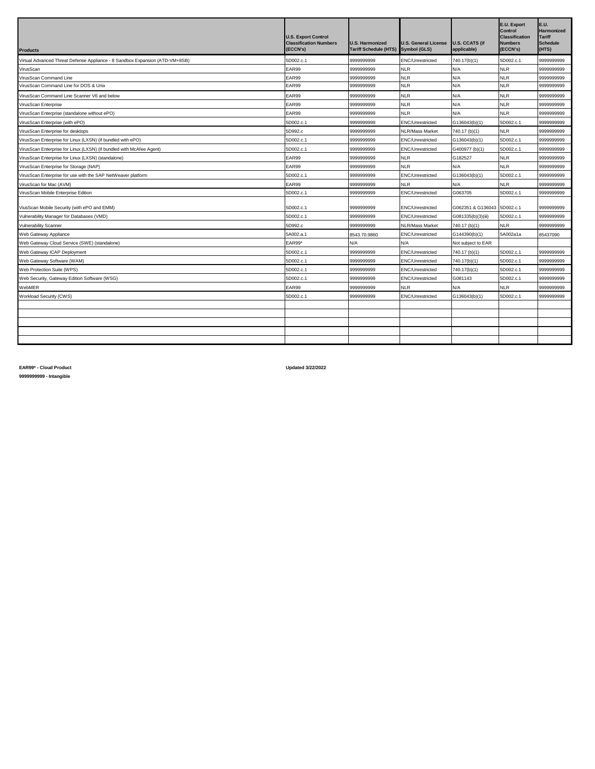| Products | U.S. Export Control Classification Numbers (ECCN's) | U.S. Harmonized Tariff Schedule (HTS) | U.S. General License Symbol (GLS) | U.S. CCATS (if applicable) | E.U. Export Control Classification Numbers (ECCN's) | E.U. Harmonized Tariff Schedule (HTS) |
|---|---|---|---|---|---|---|
| Virtual Advanced Threat Defense Appliance - 8 Sandbox Expansion (ATD-VM+8SB) | 5D002.c.1 | 9999999999 | ENC/Unrestricted | 740.17(b)(1) | 5D002.c.1 | 9999999999 |
| VirusScan | EAR99 | 9999999999 | NLR | N/A | NLR | 9999999999 |
| VirusScan Command Line | EAR99 | 9999999999 | NLR | N/A | NLR | 9999999999 |
| VirusScan Command Line for DOS & Unix | EAR99 | 9999999999 | NLR | N/A | NLR | 9999999999 |
| VirusScan Command Line Scanner V6 and below | EAR99 | 9999999999 | NLR | N/A | NLR | 9999999999 |
| VirusScan Enterprise | EAR99 | 9999999999 | NLR | N/A | NLR | 9999999999 |
| VirusScan Enterprise (standalone without ePO) | EAR99 | 9999999999 | NLR | N/A | NLR | 9999999999 |
| VirusScan Enterprise (with ePO) | 5D002.c.1 | 9999999999 | ENC/Unrestricted | G136043(b)(1) | 5D002.c.1 | 9999999999 |
| VirusScan Enterprise for desktops | 5D992.c | 9999999999 | NLR/Mass Market | 740.17 (b)(1) | NLR | 9999999999 |
| VirusScan Enterprise for Linux (LXSN) (if bundled with ePO) | 5D002.c.1 | 9999999999 | ENC/Unrestricted | G136043(b)(1) | 5D002.c.1 | 9999999999 |
| VirusScan Enterprise for Linux (LXSN) (if bundled with McAfee Agent) | 5D002.c.1 | 9999999999 | ENC/Unrestricted | G400977 (b)(1) | 5D002.c.1 | 9999999999 |
| VirusScan Enterprise for Linux (LXSN) (standalone) | EAR99 | 9999999999 | NLR | G182527 | NLR | 9999999999 |
| VirusScan Enterprise for Storage (NAP) | EAR99 | 9999999999 | NLR | N/A | NLR | 9999999999 |
| VirusScan Enterprise for use with the SAP NetWeaver platform | 5D002.c.1 | 9999999999 | ENC/Unrestricted | G136043(b)(1) | 5D002.c.1 | 9999999999 |
| VirusScan for Mac (AVM) | EAR99 | 9999999999 | NLR | N/A | NLR | 9999999999 |
| VirusScan Mobile Enterprise Edition | 5D002.c.1 | 9999999999 | ENC/Unrestricted | G063705 | 5D002.c.1 | 9999999999 |
| ViusScan Mobile Security (with ePO and EMM) | 5D002.c.1 | 9999999999 | ENC/Unrestricted | G062351 & G136043 | 5D002.c.1 | 9999999999 |
| Vulnerability Manager for Databases (VMD) | 5D002.c.1 | 9999999999 | ENC/Unrestricted | G081335(b)(3)(iii) | 5D002.c.1 | 9999999999 |
| Vulnerability Scanner | 5D992.c | 9999999999 | NLR/Mass Market | 740.17 (b)(1) | NLR | 9999999999 |
| Web Gateway Appliance | 5A002.a.1 | 8543.70.9860 | ENC/Unrestricted | G144390(b)(1) | 5A002a1a | 85437090 |
| Web Gateway Cloud Service (SWE) (standalone) | EAR99* | N/A | N/A | Not subject to EAR | | |
| Web Gateway ICAP Deployment | 5D002.c.1 | 9999999999 | ENC/Unrestricted | 740.17 (b)(1) | 5D002.c.1 | 9999999999 |
| Web Gateway Software (WAM) | 5D002.c.1 | 9999999999 | ENC/Unrestricted | 740.17(b)(1) | 5D002.c.1 | 9999999999 |
| Web Protection Suite (WPS) | 5D002.c.1 | 9999999999 | ENC/Unrestricted | 740.17(b)(1) | 5D002.c.1 | 9999999999 |
| Web Security, Gateway Edition Software (WSG) | 5D002.c.1 | 9999999999 | ENC/Unrestricted | G081143 | 5D002.c.1 | 9999999999 |
| WebMER | EAR99 | 9999999999 | NLR | N/A | NLR | 9999999999 |
| Workload Security (CWS) | 5D002.c.1 | 9999999999 | ENC/Unrestricted | G136043(b)(1) | 5D002.c.1 | 9999999999 |
| | | | | | | |
| | | | | | | |
| | | | | | | |
| | | | | | | |
| | | | | | | |

**EAR99\* - Cloud Product**

**9999999999 - Intangible**

**Updated 3/22/2022**